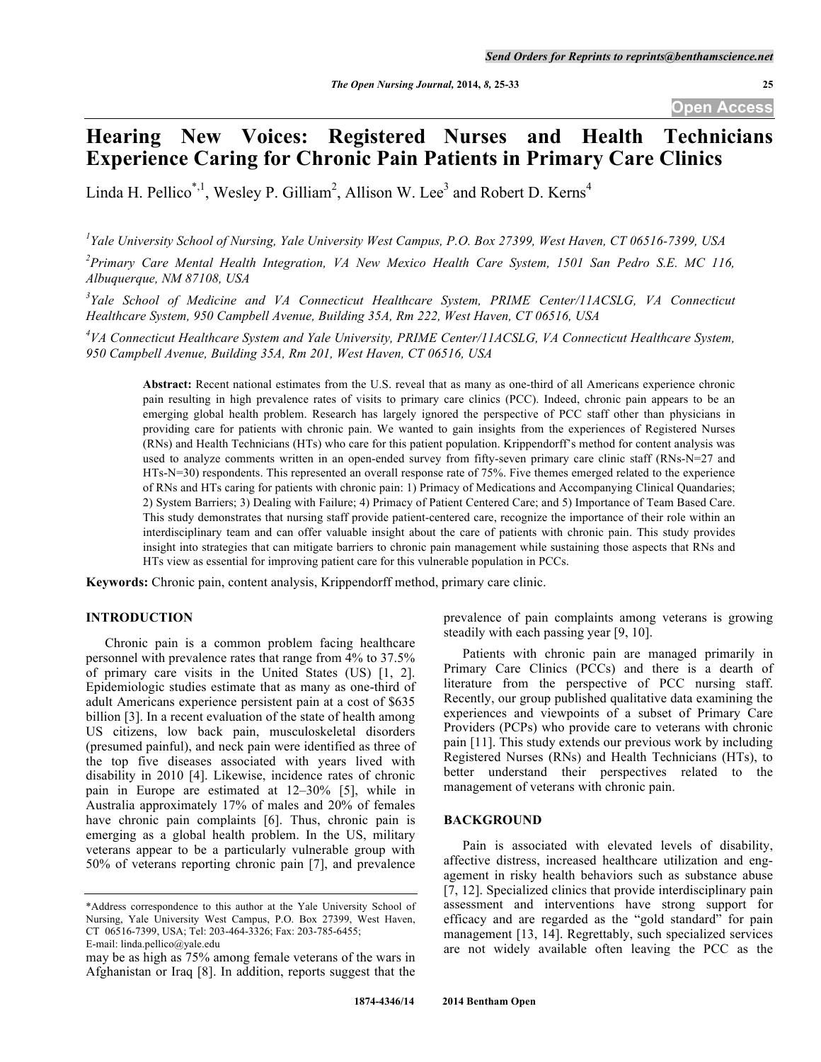# Hearing New Voices: Registered Nurses and Health Technicians Experience Caring for Chronic Pain Patients in Primary Care Clinics

Linda H. Pellico[*,1], Wesley P. Gilliam[2], Allison W. Lee[3] and Robert D. Kerns[4]

[1]Yale University School of Nursing, Yale University West Campus, P.O. Box 27399, West Haven, CT 06516-7399, USA

[2]Primary Care Mental Health Integration, VA New Mexico Health Care System, 1501 San Pedro S.E. MC 116, Albuquerque, NM 87108, USA

[3]Yale School of Medicine and VA Connecticut Healthcare System, PRIME Center/11ACSLG, VA Connecticut Healthcare System, 950 Campbell Avenue, Building 35A, Rm 222, West Haven, CT 06516, USA

[4]VA Connecticut Healthcare System and Yale University, PRIME Center/11ACSLG, VA Connecticut Healthcare System, 950 Campbell Avenue, Building 35A, Rm 201, West Haven, CT 06516, USA

**Abstract:** Recent national estimates from the U.S. reveal that as many as one-third of all Americans experience chronic pain resulting in high prevalence rates of visits to primary care clinics (PCC). Indeed, chronic pain appears to be an emerging global health problem. Research has largely ignored the perspective of PCC staff other than physicians in providing care for patients with chronic pain. We wanted to gain insights from the experiences of Registered Nurses (RNs) and Health Technicians (HTs) who care for this patient population. Krippendorff's method for content analysis was used to analyze comments written in an open-ended survey from fifty-seven primary care clinic staff (RNs-N=27 and HTs-N=30) respondents. This represented an overall response rate of 75%. Five themes emerged related to the experience of RNs and HTs caring for patients with chronic pain: 1) Primacy of Medications and Accompanying Clinical Quandaries; 2) System Barriers; 3) Dealing with Failure; 4) Primacy of Patient Centered Care; and 5) Importance of Team Based Care. This study demonstrates that nursing staff provide patient-centered care, recognize the importance of their role within an interdisciplinary team and can offer valuable insight about the care of patients with chronic pain. This study provides insight into strategies that can mitigate barriers to chronic pain management while sustaining those aspects that RNs and HTs view as essential for improving patient care for this vulnerable population in PCCs.

**Keywords:** Chronic pain, content analysis, Krippendorff method, primary care clinic.

## INTRODUCTION

Chronic pain is a common problem facing healthcare personnel with prevalence rates that range from 4% to 37.5% of primary care visits in the United States (US) [1, 2]. Epidemiologic studies estimate that as many as one-third of adult Americans experience persistent pain at a cost of $635 billion [3]. In a recent evaluation of the state of health among US citizens, low back pain, musculoskeletal disorders (presumed painful), and neck pain were identified as three of the top five diseases associated with years lived with disability in 2010 [4]. Likewise, incidence rates of chronic pain in Europe are estimated at 12–30% [5], while in Australia approximately 17% of males and 20% of females have chronic pain complaints [6]. Thus, chronic pain is emerging as a global health problem. In the US, military veterans appear to be a particularly vulnerable group with 50% of veterans reporting chronic pain [7], and prevalence may be as high as 75% among female veterans of the wars in Afghanistan or Iraq [8]. In addition, reports suggest that the prevalence of pain complaints among veterans is growing steadily with each passing year [9, 10].

Patients with chronic pain are managed primarily in Primary Care Clinics (PCCs) and there is a dearth of literature from the perspective of PCC nursing staff. Recently, our group published qualitative data examining the experiences and viewpoints of a subset of Primary Care Providers (PCPs) who provide care to veterans with chronic pain [11]. This study extends our previous work by including Registered Nurses (RNs) and Health Technicians (HTs), to better understand their perspectives related to the management of veterans with chronic pain.

## BACKGROUND

Pain is associated with elevated levels of disability, affective distress, increased healthcare utilization and engagement in risky health behaviors such as substance abuse [7, 12]. Specialized clinics that provide interdisciplinary pain assessment and interventions have strong support for efficacy and are regarded as the "gold standard" for pain management [13, 14]. Regrettably, such specialized services are not widely available often leaving the PCC as the

*Address correspondence to this author at the Yale University School of Nursing, Yale University West Campus, P.O. Box 27399, West Haven, CT 06516-7399, USA; Tel: 203-464-3326; Fax: 203-785-6455; E-mail: linda.pellico@yale.edu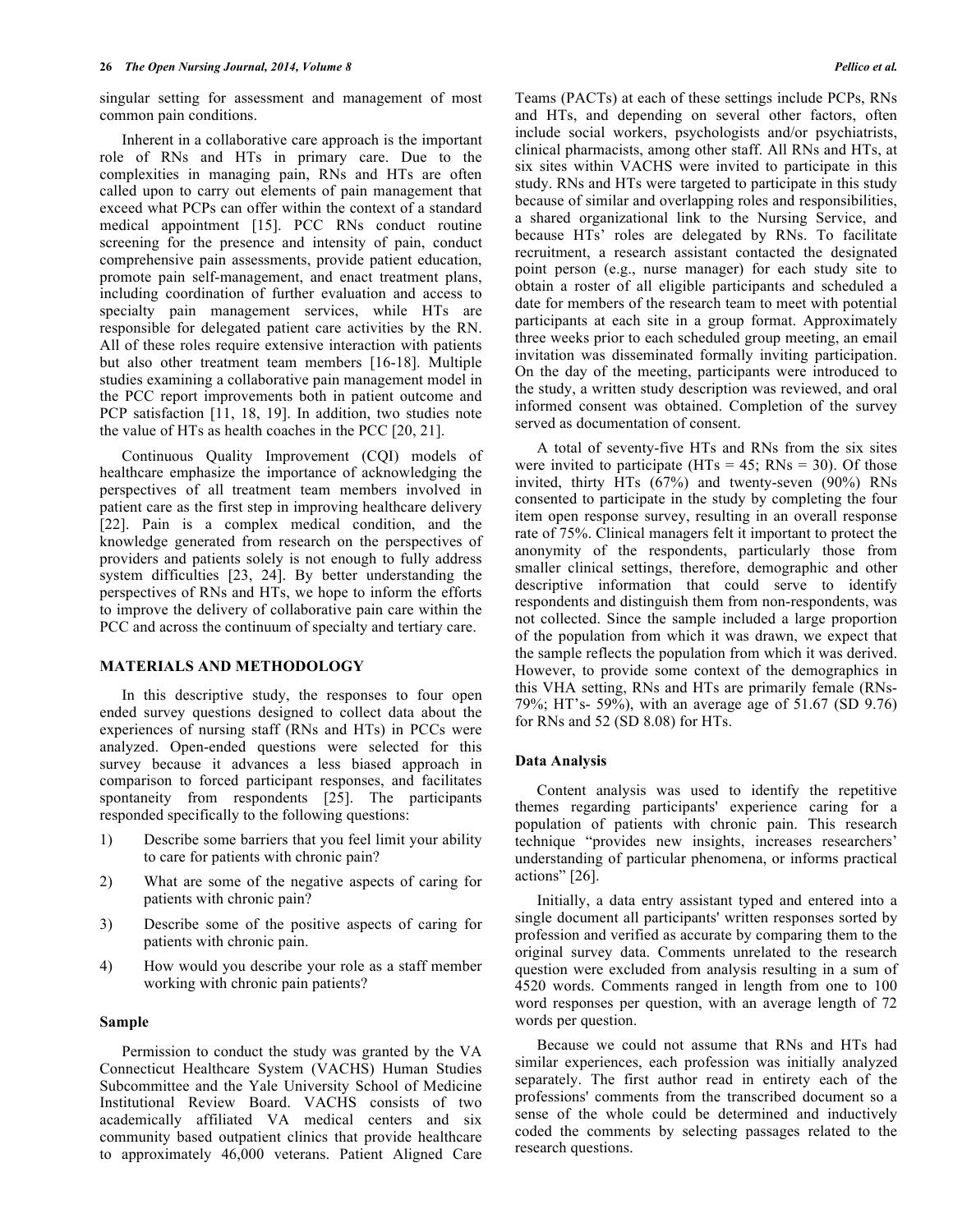singular setting for assessment and management of most common pain conditions.

Inherent in a collaborative care approach is the important role of RNs and HTs in primary care. Due to the complexities in managing pain, RNs and HTs are often called upon to carry out elements of pain management that exceed what PCPs can offer within the context of a standard medical appointment [15]. PCC RNs conduct routine screening for the presence and intensity of pain, conduct comprehensive pain assessments, provide patient education, promote pain self-management, and enact treatment plans, including coordination of further evaluation and access to specialty pain management services, while HTs are responsible for delegated patient care activities by the RN. All of these roles require extensive interaction with patients but also other treatment team members [16-18]. Multiple studies examining a collaborative pain management model in the PCC report improvements both in patient outcome and PCP satisfaction [11, 18, 19]. In addition, two studies note the value of HTs as health coaches in the PCC [20, 21].

Continuous Quality Improvement (CQI) models of healthcare emphasize the importance of acknowledging the perspectives of all treatment team members involved in patient care as the first step in improving healthcare delivery [22]. Pain is a complex medical condition, and the knowledge generated from research on the perspectives of providers and patients solely is not enough to fully address system difficulties [23, 24]. By better understanding the perspectives of RNs and HTs, we hope to inform the efforts to improve the delivery of collaborative pain care within the PCC and across the continuum of specialty and tertiary care.

## MATERIALS AND METHODOLOGY

In this descriptive study, the responses to four open ended survey questions designed to collect data about the experiences of nursing staff (RNs and HTs) in PCCs were analyzed. Open-ended questions were selected for this survey because it advances a less biased approach in comparison to forced participant responses, and facilitates spontaneity from respondents [25]. The participants responded specifically to the following questions:

1) Describe some barriers that you feel limit your ability to care for patients with chronic pain?
2) What are some of the negative aspects of caring for patients with chronic pain?
3) Describe some of the positive aspects of caring for patients with chronic pain.
4) How would you describe your role as a staff member working with chronic pain patients?

### Sample

Permission to conduct the study was granted by the VA Connecticut Healthcare System (VACHS) Human Studies Subcommittee and the Yale University School of Medicine Institutional Review Board. VACHS consists of two academically affiliated VA medical centers and six community based outpatient clinics that provide healthcare to approximately 46,000 veterans. Patient Aligned Care Teams (PACTs) at each of these settings include PCPs, RNs and HTs, and depending on several other factors, often include social workers, psychologists and/or psychiatrists, clinical pharmacists, among other staff. All RNs and HTs, at six sites within VACHS were invited to participate in this study. RNs and HTs were targeted to participate in this study because of similar and overlapping roles and responsibilities, a shared organizational link to the Nursing Service, and because HTs' roles are delegated by RNs. To facilitate recruitment, a research assistant contacted the designated point person (e.g., nurse manager) for each study site to obtain a roster of all eligible participants and scheduled a date for members of the research team to meet with potential participants at each site in a group format. Approximately three weeks prior to each scheduled group meeting, an email invitation was disseminated formally inviting participation. On the day of the meeting, participants were introduced to the study, a written study description was reviewed, and oral informed consent was obtained. Completion of the survey served as documentation of consent.

A total of seventy-five HTs and RNs from the six sites were invited to participate (HTs = 45; RNs = 30). Of those invited, thirty HTs (67%) and twenty-seven (90%) RNs consented to participate in the study by completing the four item open response survey, resulting in an overall response rate of 75%. Clinical managers felt it important to protect the anonymity of the respondents, particularly those from smaller clinical settings, therefore, demographic and other descriptive information that could serve to identify respondents and distinguish them from non-respondents, was not collected. Since the sample included a large proportion of the population from which it was drawn, we expect that the sample reflects the population from which it was derived. However, to provide some context of the demographics in this VHA setting, RNs and HTs are primarily female (RNs- 79%; HT's- 59%), with an average age of 51.67 (SD 9.76) for RNs and 52 (SD 8.08) for HTs.

### Data Analysis

Content analysis was used to identify the repetitive themes regarding participants' experience caring for a population of patients with chronic pain. This research technique "provides new insights, increases researchers' understanding of particular phenomena, or informs practical actions" [26].

Initially, a data entry assistant typed and entered into a single document all participants' written responses sorted by profession and verified as accurate by comparing them to the original survey data. Comments unrelated to the research question were excluded from analysis resulting in a sum of 4520 words. Comments ranged in length from one to 100 word responses per question, with an average length of 72 words per question.

Because we could not assume that RNs and HTs had similar experiences, each profession was initially analyzed separately. The first author read in entirety each of the professions' comments from the transcribed document so a sense of the whole could be determined and inductively coded the comments by selecting passages related to the research questions.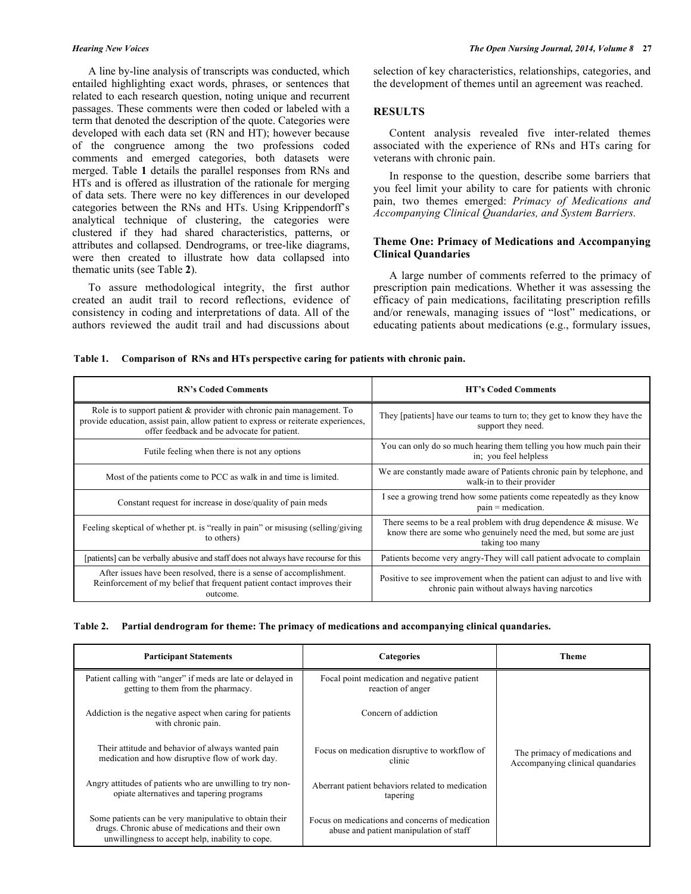A line by-line analysis of transcripts was conducted, which entailed highlighting exact words, phrases, or sentences that related to each research question, noting unique and recurrent passages. These comments were then coded or labeled with a term that denoted the description of the quote. Categories were developed with each data set (RN and HT); however because of the congruence among the two professions coded comments and emerged categories, both datasets were merged. Table **1** details the parallel responses from RNs and HTs and is offered as illustration of the rationale for merging of data sets. There were no key differences in our developed categories between the RNs and HTs. Using Krippendorff's analytical technique of clustering, the categories were clustered if they had shared characteristics, patterns, or attributes and collapsed. Dendrograms, or tree-like diagrams, were then created to illustrate how data collapsed into thematic units (see Table **2**).

To assure methodological integrity, the first author created an audit trail to record reflections, evidence of consistency in coding and interpretations of data. All of the authors reviewed the audit trail and had discussions about selection of key characteristics, relationships, categories, and the development of themes until an agreement was reached.

## RESULTS

Content analysis revealed five inter-related themes associated with the experience of RNs and HTs caring for veterans with chronic pain.

In response to the question, describe some barriers that you feel limit your ability to care for patients with chronic pain, two themes emerged: *Primacy of Medications and Accompanying Clinical Quandaries, and System Barriers.*

### Theme One: Primacy of Medications and Accompanying Clinical Quandaries

A large number of comments referred to the primacy of prescription pain medications. Whether it was assessing the efficacy of pain medications, facilitating prescription refills and/or renewals, managing issues of "lost" medications, or educating patients about medications (e.g., formulary issues,

**Table 1. Comparison of RNs and HTs perspective caring for patients with chronic pain.**

| RN's Coded Comments | HT's Coded Comments |
|---|---|
| Role is to support patient & provider with chronic pain management. To provide education, assist pain, allow patient to express or reiterate experiences, offer feedback and be advocate for patient. | They [patients] have our teams to turn to; they get to know they have the support they need. |
| Futile feeling when there is not any options | You can only do so much hearing them telling you how much pain their in; you feel helpless |
| Most of the patients come to PCC as walk in and time is limited. | We are constantly made aware of Patients chronic pain by telephone, and walk-in to their provider |
| Constant request for increase in dose/quality of pain meds | I see a growing trend how some patients come repeatedly as they know pain = medication. |
| Feeling skeptical of whether pt. is "really in pain" or misusing (selling/giving to others) | There seems to be a real problem with drug dependence & misuse. We know there are some who genuinely need the med, but some are just taking too many |
| [patients] can be verbally abusive and staff does not always have recourse for this | Patients become very angry-They will call patient advocate to complain |
| After issues have been resolved, there is a sense of accomplishment. Reinforcement of my belief that frequent patient contact improves their outcome. | Positive to see improvement when the patient can adjust to and live with chronic pain without always having narcotics |

**Table 2. Partial dendrogram for theme: The primacy of medications and accompanying clinical quandaries.**

| Participant Statements | Categories | Theme |
|---|---|---|
| Patient calling with "anger" if meds are late or delayed in getting to them from the pharmacy. | Focal point medication and negative patient reaction of anger | The primacy of medications and Accompanying clinical quandaries |
| Addiction is the negative aspect when caring for patients with chronic pain. | Concern of addiction | |
| Their attitude and behavior of always wanted pain medication and how disruptive flow of work day. | Focus on medication disruptive to workflow of clinic | |
| Angry attitudes of patients who are unwilling to try non-opiate alternatives and tapering programs | Aberrant patient behaviors related to medication tapering | |
| Some patients can be very manipulative to obtain their drugs. Chronic abuse of medications and their own unwillingness to accept help, inability to cope. | Focus on medications and concerns of medication abuse and patient manipulation of staff | |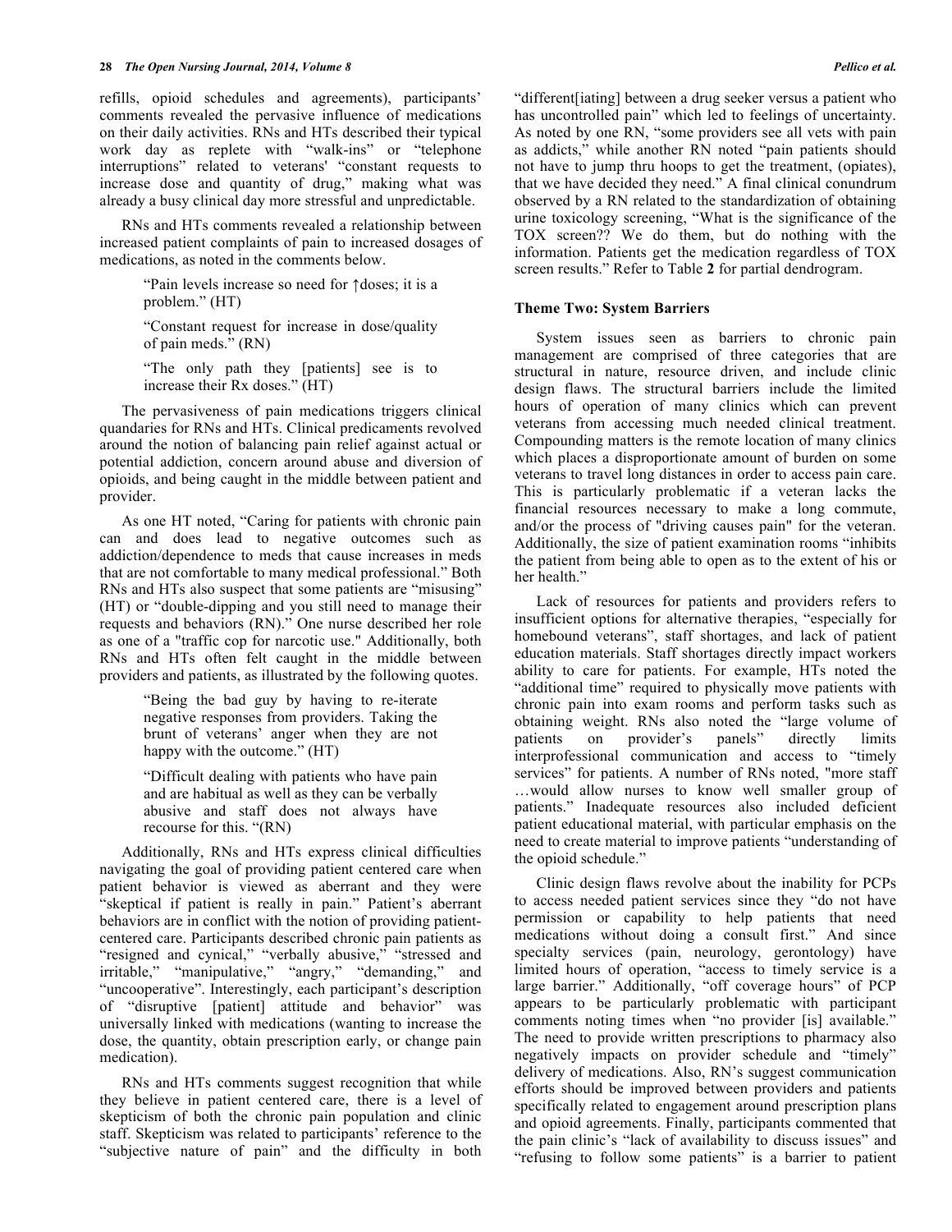refills, opioid schedules and agreements), participants' comments revealed the pervasive influence of medications on their daily activities. RNs and HTs described their typical work day as replete with "walk-ins" or "telephone interruptions" related to veterans' "constant requests to increase dose and quantity of drug," making what was already a busy clinical day more stressful and unpredictable.

RNs and HTs comments revealed a relationship between increased patient complaints of pain to increased dosages of medications, as noted in the comments below.

> "Pain levels increase so need for ↑doses; it is a problem." (HT)
>
> "Constant request for increase in dose/quality of pain meds." (RN)
>
> "The only path they [patients] see is to increase their Rx doses." (HT)

The pervasiveness of pain medications triggers clinical quandaries for RNs and HTs. Clinical predicaments revolved around the notion of balancing pain relief against actual or potential addiction, concern around abuse and diversion of opioids, and being caught in the middle between patient and provider.

As one HT noted, "Caring for patients with chronic pain can and does lead to negative outcomes such as addiction/dependence to meds that cause increases in meds that are not comfortable to many medical professional." Both RNs and HTs also suspect that some patients are "misusing" (HT) or "double-dipping and you still need to manage their requests and behaviors (RN)." One nurse described her role as one of a "traffic cop for narcotic use." Additionally, both RNs and HTs often felt caught in the middle between providers and patients, as illustrated by the following quotes.

> "Being the bad guy by having to re-iterate negative responses from providers. Taking the brunt of veterans' anger when they are not happy with the outcome." (HT)
>
> "Difficult dealing with patients who have pain and are habitual as well as they can be verbally abusive and staff does not always have recourse for this. "(RN)

Additionally, RNs and HTs express clinical difficulties navigating the goal of providing patient centered care when patient behavior is viewed as aberrant and they were "skeptical if patient is really in pain." Patient's aberrant behaviors are in conflict with the notion of providing patient-centered care. Participants described chronic pain patients as "resigned and cynical," "verbally abusive," "stressed and irritable," "manipulative," "angry," "demanding," and "uncooperative". Interestingly, each participant's description of "disruptive [patient] attitude and behavior" was universally linked with medications (wanting to increase the dose, the quantity, obtain prescription early, or change pain medication).

RNs and HTs comments suggest recognition that while they believe in patient centered care, there is a level of skepticism of both the chronic pain population and clinic staff. Skepticism was related to participants' reference to the "subjective nature of pain" and the difficulty in both "different[iating] between a drug seeker versus a patient who has uncontrolled pain" which led to feelings of uncertainty. As noted by one RN, "some providers see all vets with pain as addicts," while another RN noted "pain patients should not have to jump thru hoops to get the treatment, (opiates), that we have decided they need." A final clinical conundrum observed by a RN related to the standardization of obtaining urine toxicology screening, "What is the significance of the TOX screen?? We do them, but do nothing with the information. Patients get the medication regardless of TOX screen results." Refer to Table **2** for partial dendrogram.

**Theme Two: System Barriers**

System issues seen as barriers to chronic pain management are comprised of three categories that are structural in nature, resource driven, and include clinic design flaws. The structural barriers include the limited hours of operation of many clinics which can prevent veterans from accessing much needed clinical treatment. Compounding matters is the remote location of many clinics which places a disproportionate amount of burden on some veterans to travel long distances in order to access pain care. This is particularly problematic if a veteran lacks the financial resources necessary to make a long commute, and/or the process of "driving causes pain" for the veteran. Additionally, the size of patient examination rooms "inhibits the patient from being able to open as to the extent of his or her health."

Lack of resources for patients and providers refers to insufficient options for alternative therapies, "especially for homebound veterans", staff shortages, and lack of patient education materials. Staff shortages directly impact workers ability to care for patients. For example, HTs noted the "additional time" required to physically move patients with chronic pain into exam rooms and perform tasks such as obtaining weight. RNs also noted the "large volume of patients on provider's panels" directly limits interprofessional communication and access to "timely services" for patients. A number of RNs noted, "more staff …would allow nurses to know well smaller group of patients." Inadequate resources also included deficient patient educational material, with particular emphasis on the need to create material to improve patients "understanding of the opioid schedule."

Clinic design flaws revolve about the inability for PCPs to access needed patient services since they "do not have permission or capability to help patients that need medications without doing a consult first." And since specialty services (pain, neurology, gerontology) have limited hours of operation, "access to timely service is a large barrier." Additionally, "off coverage hours" of PCP appears to be particularly problematic with participant comments noting times when "no provider [is] available." The need to provide written prescriptions to pharmacy also negatively impacts on provider schedule and "timely" delivery of medications. Also, RN's suggest communication efforts should be improved between providers and patients specifically related to engagement around prescription plans and opioid agreements. Finally, participants commented that the pain clinic's "lack of availability to discuss issues" and "refusing to follow some patients" is a barrier to patient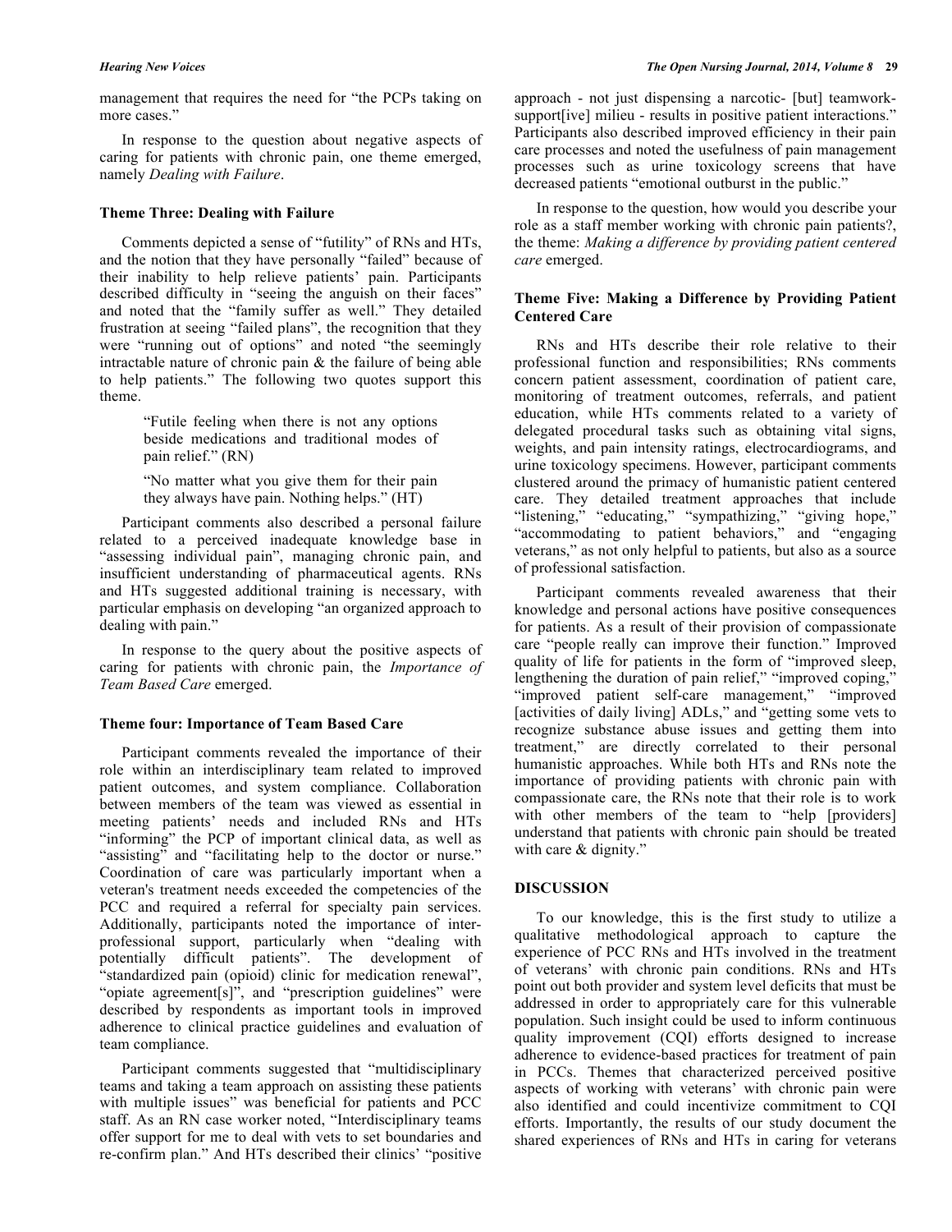management that requires the need for "the PCPs taking on more cases."

In response to the question about negative aspects of caring for patients with chronic pain, one theme emerged, namely *Dealing with Failure*.

### Theme Three: Dealing with Failure

Comments depicted a sense of "futility" of RNs and HTs, and the notion that they have personally "failed" because of their inability to help relieve patients' pain. Participants described difficulty in "seeing the anguish on their faces" and noted that the "family suffer as well." They detailed frustration at seeing "failed plans", the recognition that they were "running out of options" and noted "the seemingly intractable nature of chronic pain & the failure of being able to help patients." The following two quotes support this theme.

> "Futile feeling when there is not any options beside medications and traditional modes of pain relief." (RN)

> "No matter what you give them for their pain they always have pain. Nothing helps." (HT)

Participant comments also described a personal failure related to a perceived inadequate knowledge base in "assessing individual pain", managing chronic pain, and insufficient understanding of pharmaceutical agents. RNs and HTs suggested additional training is necessary, with particular emphasis on developing "an organized approach to dealing with pain."

In response to the query about the positive aspects of caring for patients with chronic pain, the *Importance of Team Based Care* emerged.

### Theme four: Importance of Team Based Care

Participant comments revealed the importance of their role within an interdisciplinary team related to improved patient outcomes, and system compliance. Collaboration between members of the team was viewed as essential in meeting patients' needs and included RNs and HTs "informing" the PCP of important clinical data, as well as "assisting" and "facilitating help to the doctor or nurse." Coordination of care was particularly important when a veteran's treatment needs exceeded the competencies of the PCC and required a referral for specialty pain services. Additionally, participants noted the importance of inter-professional support, particularly when "dealing with potentially difficult patients". The development of "standardized pain (opioid) clinic for medication renewal", "opiate agreement[s]", and "prescription guidelines" were described by respondents as important tools in improved adherence to clinical practice guidelines and evaluation of team compliance.

Participant comments suggested that "multidisciplinary teams and taking a team approach on assisting these patients with multiple issues" was beneficial for patients and PCC staff. As an RN case worker noted, "Interdisciplinary teams offer support for me to deal with vets to set boundaries and re-confirm plan." And HTs described their clinics' "positive approach - not just dispensing a narcotic- [but] teamwork-support[ive] milieu - results in positive patient interactions." Participants also described improved efficiency in their pain care processes and noted the usefulness of pain management processes such as urine toxicology screens that have decreased patients "emotional outburst in the public."

In response to the question, how would you describe your role as a staff member working with chronic pain patients?, the theme: *Making a difference by providing patient centered care* emerged.

### Theme Five: Making a Difference by Providing Patient Centered Care

RNs and HTs describe their role relative to their professional function and responsibilities; RNs comments concern patient assessment, coordination of patient care, monitoring of treatment outcomes, referrals, and patient education, while HTs comments related to a variety of delegated procedural tasks such as obtaining vital signs, weights, and pain intensity ratings, electrocardiograms, and urine toxicology specimens. However, participant comments clustered around the primacy of humanistic patient centered care. They detailed treatment approaches that include "listening," "educating," "sympathizing," "giving hope," "accommodating to patient behaviors," and "engaging veterans," as not only helpful to patients, but also as a source of professional satisfaction.

Participant comments revealed awareness that their knowledge and personal actions have positive consequences for patients. As a result of their provision of compassionate care "people really can improve their function." Improved quality of life for patients in the form of "improved sleep, lengthening the duration of pain relief," "improved coping," "improved patient self-care management," "improved [activities of daily living] ADLs," and "getting some vets to recognize substance abuse issues and getting them into treatment," are directly correlated to their personal humanistic approaches. While both HTs and RNs note the importance of providing patients with chronic pain with compassionate care, the RNs note that their role is to work with other members of the team to "help [providers] understand that patients with chronic pain should be treated with care & dignity."

## DISCUSSION

To our knowledge, this is the first study to utilize a qualitative methodological approach to capture the experience of PCC RNs and HTs involved in the treatment of veterans' with chronic pain conditions. RNs and HTs point out both provider and system level deficits that must be addressed in order to appropriately care for this vulnerable population. Such insight could be used to inform continuous quality improvement (CQI) efforts designed to increase adherence to evidence-based practices for treatment of pain in PCCs. Themes that characterized perceived positive aspects of working with veterans' with chronic pain were also identified and could incentivize commitment to CQI efforts. Importantly, the results of our study document the shared experiences of RNs and HTs in caring for veterans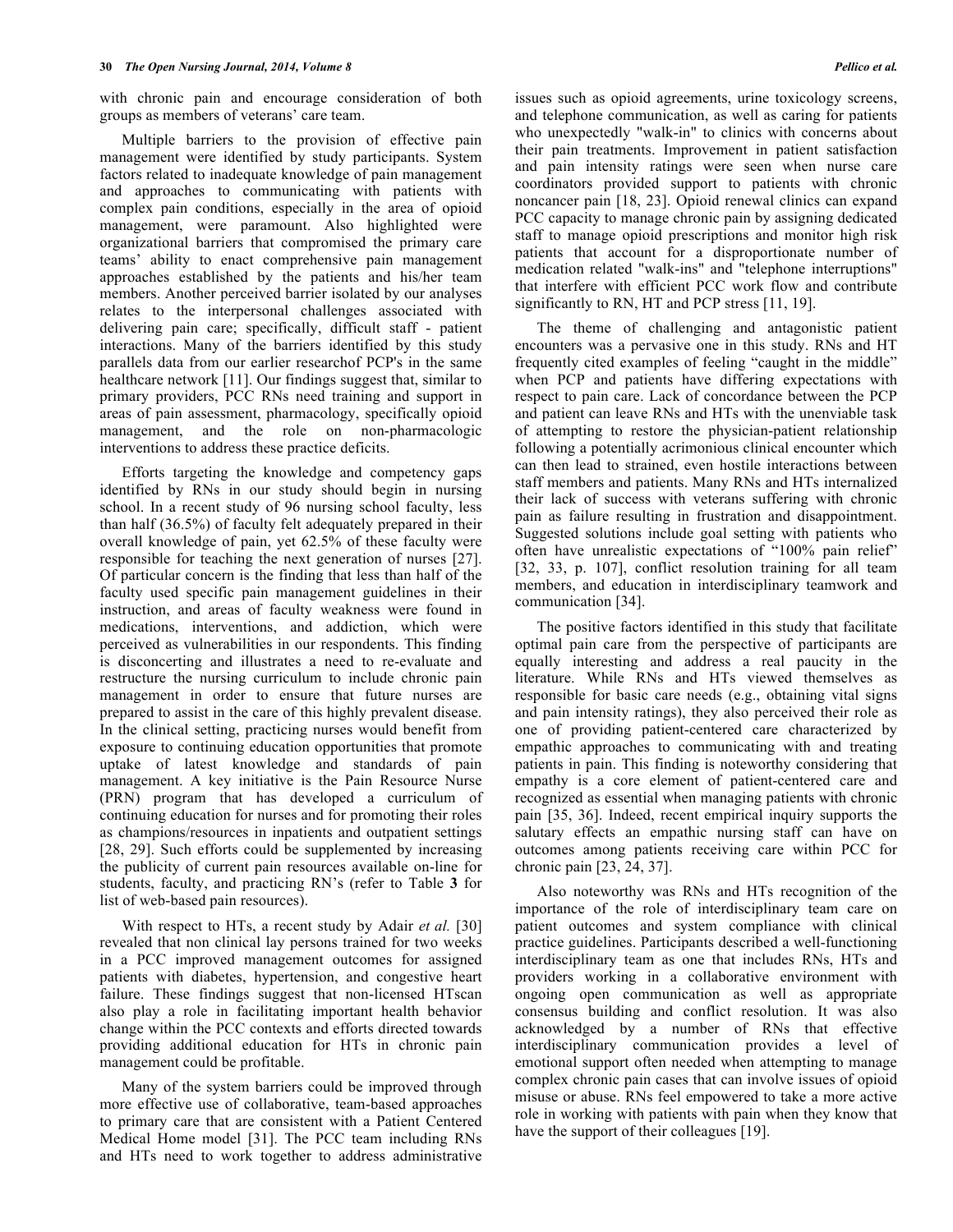with chronic pain and encourage consideration of both groups as members of veterans' care team.

Multiple barriers to the provision of effective pain management were identified by study participants. System factors related to inadequate knowledge of pain management and approaches to communicating with patients with complex pain conditions, especially in the area of opioid management, were paramount. Also highlighted were organizational barriers that compromised the primary care teams' ability to enact comprehensive pain management approaches established by the patients and his/her team members. Another perceived barrier isolated by our analyses relates to the interpersonal challenges associated with delivering pain care; specifically, difficult staff - patient interactions. Many of the barriers identified by this study parallels data from our earlier researchof PCP's in the same healthcare network [11]. Our findings suggest that, similar to primary providers, PCC RNs need training and support in areas of pain assessment, pharmacology, specifically opioid management, and the role on non-pharmacologic interventions to address these practice deficits.

Efforts targeting the knowledge and competency gaps identified by RNs in our study should begin in nursing school. In a recent study of 96 nursing school faculty, less than half (36.5%) of faculty felt adequately prepared in their overall knowledge of pain, yet 62.5% of these faculty were responsible for teaching the next generation of nurses [27]. Of particular concern is the finding that less than half of the faculty used specific pain management guidelines in their instruction, and areas of faculty weakness were found in medications, interventions, and addiction, which were perceived as vulnerabilities in our respondents. This finding is disconcerting and illustrates a need to re-evaluate and restructure the nursing curriculum to include chronic pain management in order to ensure that future nurses are prepared to assist in the care of this highly prevalent disease. In the clinical setting, practicing nurses would benefit from exposure to continuing education opportunities that promote uptake of latest knowledge and standards of pain management. A key initiative is the Pain Resource Nurse (PRN) program that has developed a curriculum of continuing education for nurses and for promoting their roles as champions/resources in inpatients and outpatient settings [28, 29]. Such efforts could be supplemented by increasing the publicity of current pain resources available on-line for students, faculty, and practicing RN's (refer to Table **3** for list of web-based pain resources).

With respect to HTs, a recent study by Adair *et al.* [30] revealed that non clinical lay persons trained for two weeks in a PCC improved management outcomes for assigned patients with diabetes, hypertension, and congestive heart failure. These findings suggest that non-licensed HTscan also play a role in facilitating important health behavior change within the PCC contexts and efforts directed towards providing additional education for HTs in chronic pain management could be profitable.

Many of the system barriers could be improved through more effective use of collaborative, team-based approaches to primary care that are consistent with a Patient Centered Medical Home model [31]. The PCC team including RNs and HTs need to work together to address administrative issues such as opioid agreements, urine toxicology screens, and telephone communication, as well as caring for patients who unexpectedly "walk-in" to clinics with concerns about their pain treatments. Improvement in patient satisfaction and pain intensity ratings were seen when nurse care coordinators provided support to patients with chronic noncancer pain [18, 23]. Opioid renewal clinics can expand PCC capacity to manage chronic pain by assigning dedicated staff to manage opioid prescriptions and monitor high risk patients that account for a disproportionate number of medication related "walk-ins" and "telephone interruptions" that interfere with efficient PCC work flow and contribute significantly to RN, HT and PCP stress [11, 19].

The theme of challenging and antagonistic patient encounters was a pervasive one in this study. RNs and HT frequently cited examples of feeling "caught in the middle" when PCP and patients have differing expectations with respect to pain care. Lack of concordance between the PCP and patient can leave RNs and HTs with the unenviable task of attempting to restore the physician-patient relationship following a potentially acrimonious clinical encounter which can then lead to strained, even hostile interactions between staff members and patients. Many RNs and HTs internalized their lack of success with veterans suffering with chronic pain as failure resulting in frustration and disappointment. Suggested solutions include goal setting with patients who often have unrealistic expectations of "100% pain relief" [32, 33, p. 107], conflict resolution training for all team members, and education in interdisciplinary teamwork and communication [34].

The positive factors identified in this study that facilitate optimal pain care from the perspective of participants are equally interesting and address a real paucity in the literature. While RNs and HTs viewed themselves as responsible for basic care needs (e.g., obtaining vital signs and pain intensity ratings), they also perceived their role as one of providing patient-centered care characterized by empathic approaches to communicating with and treating patients in pain. This finding is noteworthy considering that empathy is a core element of patient-centered care and recognized as essential when managing patients with chronic pain [35, 36]. Indeed, recent empirical inquiry supports the salutary effects an empathic nursing staff can have on outcomes among patients receiving care within PCC for chronic pain [23, 24, 37].

Also noteworthy was RNs and HTs recognition of the importance of the role of interdisciplinary team care on patient outcomes and system compliance with clinical practice guidelines. Participants described a well-functioning interdisciplinary team as one that includes RNs, HTs and providers working in a collaborative environment with ongoing open communication as well as appropriate consensus building and conflict resolution. It was also acknowledged by a number of RNs that effective interdisciplinary communication provides a level of emotional support often needed when attempting to manage complex chronic pain cases that can involve issues of opioid misuse or abuse. RNs feel empowered to take a more active role in working with patients with pain when they know that have the support of their colleagues [19].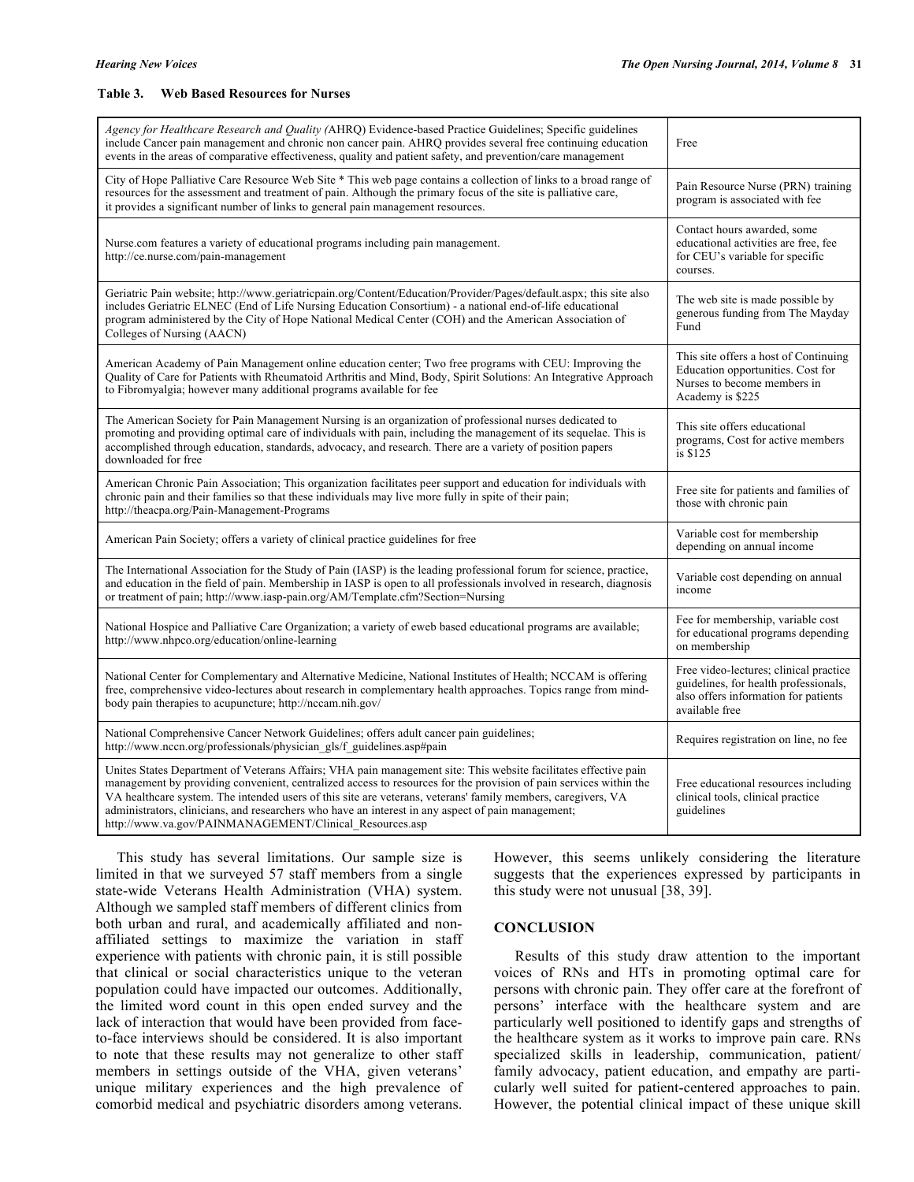**Table 3. Web Based Resources for Nurses**

| Resource | Cost |
| --- | --- |
| *Agency for Healthcare Research and Quality (*AHRQ) Evidence-based Practice Guidelines; Specific guidelines include Cancer pain management and chronic non cancer pain. AHRQ provides several free continuing education events in the areas of comparative effectiveness, quality and patient safety, and prevention/care management | Free |
| City of Hope Palliative Care Resource Web Site * This web page contains a collection of links to a broad range of resources for the assessment and treatment of pain. Although the primary focus of the site is palliative care, it provides a significant number of links to general pain management resources. | Pain Resource Nurse (PRN) training program is associated with fee |
| Nurse.com features a variety of educational programs including pain management. http://ce.nurse.com/pain-management | Contact hours awarded, some educational activities are free, fee for CEU's variable for specific courses. |
| Geriatric Pain website; http://www.geriatricpain.org/Content/Education/Provider/Pages/default.aspx; this site also includes Geriatric ELNEC (End of Life Nursing Education Consortium) - a national end-of-life educational program administered by the City of Hope National Medical Center (COH) and the American Association of Colleges of Nursing (AACN) | The web site is made possible by generous funding from The Mayday Fund |
| American Academy of Pain Management online education center; Two free programs with CEU: Improving the Quality of Care for Patients with Rheumatoid Arthritis and Mind, Body, Spirit Solutions: An Integrative Approach to Fibromyalgia; however many additional programs available for fee | This site offers a host of Continuing Education opportunities. Cost for Nurses to become members in Academy is $225 |
| The American Society for Pain Management Nursing is an organization of professional nurses dedicated to promoting and providing optimal care of individuals with pain, including the management of its sequelae. This is accomplished through education, standards, advocacy, and research. There are a variety of position papers downloaded for free | This site offers educational programs, Cost for active members is $125 |
| American Chronic Pain Association; This organization facilitates peer support and education for individuals with chronic pain and their families so that these individuals may live more fully in spite of their pain; http://theacpa.org/Pain-Management-Programs | Free site for patients and families of those with chronic pain |
| American Pain Society; offers a variety of clinical practice guidelines for free | Variable cost for membership depending on annual income |
| The International Association for the Study of Pain (IASP) is the leading professional forum for science, practice, and education in the field of pain. Membership in IASP is open to all professionals involved in research, diagnosis or treatment of pain; http://www.iasp-pain.org/AM/Template.cfm?Section=Nursing | Variable cost depending on annual income |
| National Hospice and Palliative Care Organization; a variety of eweb based educational programs are available; http://www.nhpco.org/education/online-learning | Fee for membership, variable cost for educational programs depending on membership |
| National Center for Complementary and Alternative Medicine, National Institutes of Health; NCCAM is offering free, comprehensive video-lectures about research in complementary health approaches. Topics range from mind-body pain therapies to acupuncture; http://nccam.nih.gov/ | Free video-lectures; clinical practice guidelines, for health professionals, also offers information for patients available free |
| National Comprehensive Cancer Network Guidelines; offers adult cancer pain guidelines; http://www.nccn.org/professionals/physician_gls/f_guidelines.asp#pain | Requires registration on line, no fee |
| Unites States Department of Veterans Affairs; VHA pain management site: This website facilitates effective pain management by providing convenient, centralized access to resources for the provision of pain services within the VA healthcare system. The intended users of this site are veterans, veterans' family members, caregivers, VA administrators, clinicians, and researchers who have an interest in any aspect of pain management; http://www.va.gov/PAINMANAGEMENT/Clinical_Resources.asp | Free educational resources including clinical tools, clinical practice guidelines |

This study has several limitations. Our sample size is limited in that we surveyed 57 staff members from a single state-wide Veterans Health Administration (VHA) system. Although we sampled staff members of different clinics from both urban and rural, and academically affiliated and non-affiliated settings to maximize the variation in staff experience with patients with chronic pain, it is still possible that clinical or social characteristics unique to the veteran population could have impacted our outcomes. Additionally, the limited word count in this open ended survey and the lack of interaction that would have been provided from face-to-face interviews should be considered. It is also important to note that these results may not generalize to other staff members in settings outside of the VHA, given veterans' unique military experiences and the high prevalence of comorbid medical and psychiatric disorders among veterans. However, this seems unlikely considering the literature suggests that the experiences expressed by participants in this study were not unusual [38, 39].

## CONCLUSION

Results of this study draw attention to the important voices of RNs and HTs in promoting optimal care for persons with chronic pain. They offer care at the forefront of persons' interface with the healthcare system and are particularly well positioned to identify gaps and strengths of the healthcare system as it works to improve pain care. RNs specialized skills in leadership, communication, patient/family advocacy, patient education, and empathy are particularly well suited for patient-centered approaches to pain. However, the potential clinical impact of these unique skill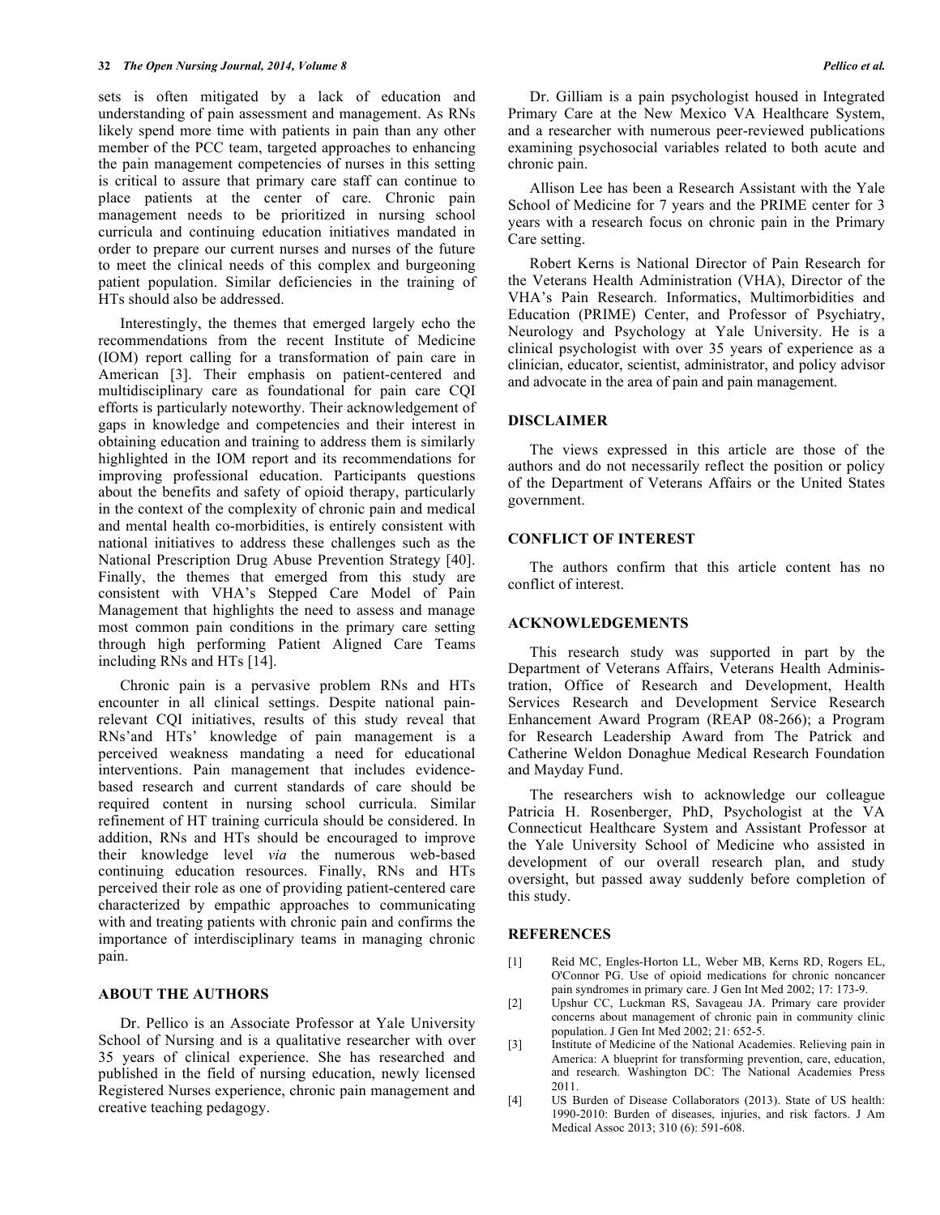sets is often mitigated by a lack of education and understanding of pain assessment and management. As RNs likely spend more time with patients in pain than any other member of the PCC team, targeted approaches to enhancing the pain management competencies of nurses in this setting is critical to assure that primary care staff can continue to place patients at the center of care. Chronic pain management needs to be prioritized in nursing school curricula and continuing education initiatives mandated in order to prepare our current nurses and nurses of the future to meet the clinical needs of this complex and burgeoning patient population. Similar deficiencies in the training of HTs should also be addressed.

Interestingly, the themes that emerged largely echo the recommendations from the recent Institute of Medicine (IOM) report calling for a transformation of pain care in American [3]. Their emphasis on patient-centered and multidisciplinary care as foundational for pain care CQI efforts is particularly noteworthy. Their acknowledgement of gaps in knowledge and competencies and their interest in obtaining education and training to address them is similarly highlighted in the IOM report and its recommendations for improving professional education. Participants questions about the benefits and safety of opioid therapy, particularly in the context of the complexity of chronic pain and medical and mental health co-morbidities, is entirely consistent with national initiatives to address these challenges such as the National Prescription Drug Abuse Prevention Strategy [40]. Finally, the themes that emerged from this study are consistent with VHA's Stepped Care Model of Pain Management that highlights the need to assess and manage most common pain conditions in the primary care setting through high performing Patient Aligned Care Teams including RNs and HTs [14].

Chronic pain is a pervasive problem RNs and HTs encounter in all clinical settings. Despite national pain-relevant CQI initiatives, results of this study reveal that RNs'and HTs' knowledge of pain management is a perceived weakness mandating a need for educational interventions. Pain management that includes evidence-based research and current standards of care should be required content in nursing school curricula. Similar refinement of HT training curricula should be considered. In addition, RNs and HTs should be encouraged to improve their knowledge level *via* the numerous web-based continuing education resources. Finally, RNs and HTs perceived their role as one of providing patient-centered care characterized by empathic approaches to communicating with and treating patients with chronic pain and confirms the importance of interdisciplinary teams in managing chronic pain.

## ABOUT THE AUTHORS

Dr. Pellico is an Associate Professor at Yale University School of Nursing and is a qualitative researcher with over 35 years of clinical experience. She has researched and published in the field of nursing education, newly licensed Registered Nurses experience, chronic pain management and creative teaching pedagogy.

Dr. Gilliam is a pain psychologist housed in Integrated Primary Care at the New Mexico VA Healthcare System, and a researcher with numerous peer-reviewed publications examining psychosocial variables related to both acute and chronic pain.

Allison Lee has been a Research Assistant with the Yale School of Medicine for 7 years and the PRIME center for 3 years with a research focus on chronic pain in the Primary Care setting.

Robert Kerns is National Director of Pain Research for the Veterans Health Administration (VHA), Director of the VHA's Pain Research. Informatics, Multimorbidities and Education (PRIME) Center, and Professor of Psychiatry, Neurology and Psychology at Yale University. He is a clinical psychologist with over 35 years of experience as a clinician, educator, scientist, administrator, and policy advisor and advocate in the area of pain and pain management.

## DISCLAIMER

The views expressed in this article are those of the authors and do not necessarily reflect the position or policy of the Department of Veterans Affairs or the United States government.

## CONFLICT OF INTEREST

The authors confirm that this article content has no conflict of interest.

## ACKNOWLEDGEMENTS

This research study was supported in part by the Department of Veterans Affairs, Veterans Health Administration, Office of Research and Development, Health Services Research and Development Service Research Enhancement Award Program (REAP 08-266); a Program for Research Leadership Award from The Patrick and Catherine Weldon Donaghue Medical Research Foundation and Mayday Fund.

The researchers wish to acknowledge our colleague Patricia H. Rosenberger, PhD, Psychologist at the VA Connecticut Healthcare System and Assistant Professor at the Yale University School of Medicine who assisted in development of our overall research plan, and study oversight, but passed away suddenly before completion of this study.

## REFERENCES

[1] Reid MC, Engles-Horton LL, Weber MB, Kerns RD, Rogers EL, O'Connor PG. Use of opioid medications for chronic noncancer pain syndromes in primary care. J Gen Int Med 2002; 17: 173-9.

[2] Upshur CC, Luckman RS, Savageau JA. Primary care provider concerns about management of chronic pain in community clinic population. J Gen Int Med 2002; 21: 652-5.

[3] Institute of Medicine of the National Academies. Relieving pain in America: A blueprint for transforming prevention, care, education, and research. Washington DC: The National Academies Press 2011.

[4] US Burden of Disease Collaborators (2013). State of US health: 1990-2010: Burden of diseases, injuries, and risk factors. J Am Medical Assoc 2013; 310 (6): 591-608.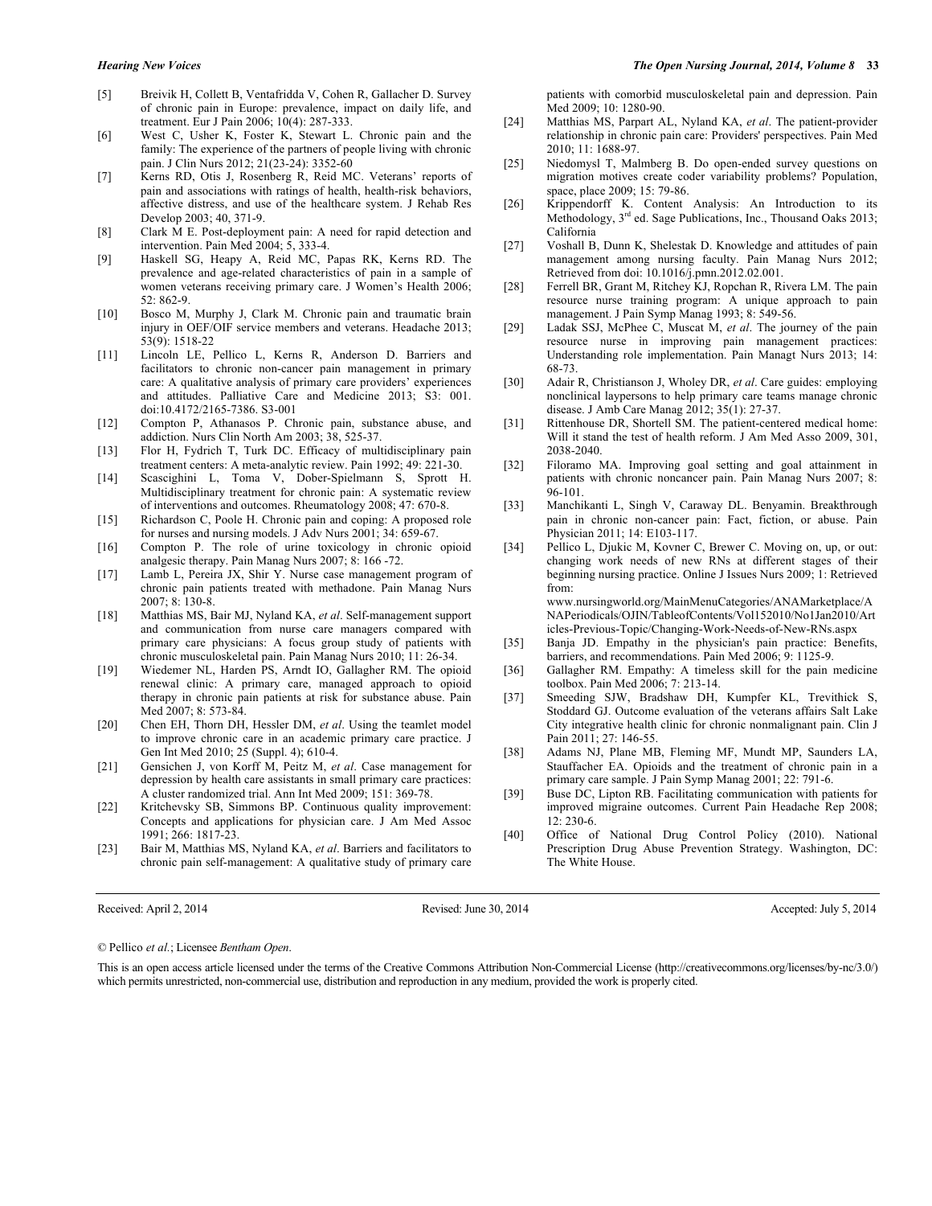[5] Breivik H, Collett B, Ventafridda V, Cohen R, Gallacher D. Survey of chronic pain in Europe: prevalence, impact on daily life, and treatment. Eur J Pain 2006; 10(4): 287-333.

[6] West C, Usher K, Foster K, Stewart L. Chronic pain and the family: The experience of the partners of people living with chronic pain. J Clin Nurs 2012; 21(23-24): 3352-60

[7] Kerns RD, Otis J, Rosenberg R, Reid MC. Veterans' reports of pain and associations with ratings of health, health-risk behaviors, affective distress, and use of the healthcare system. J Rehab Res Develop 2003; 40, 371-9.

[8] Clark M E. Post-deployment pain: A need for rapid detection and intervention. Pain Med 2004; 5, 333-4.

[9] Haskell SG, Heapy A, Reid MC, Papas RK, Kerns RD. The prevalence and age-related characteristics of pain in a sample of women veterans receiving primary care. J Women's Health 2006; 52: 862-9.

[10] Bosco M, Murphy J, Clark M. Chronic pain and traumatic brain injury in OEF/OIF service members and veterans. Headache 2013; 53(9): 1518-22

[11] Lincoln LE, Pellico L, Kerns R, Anderson D. Barriers and facilitators to chronic non-cancer pain management in primary care: A qualitative analysis of primary care providers' experiences and attitudes. Palliative Care and Medicine 2013; S3: 001. doi:10.4172/2165-7386. S3-001

[12] Compton P, Athanasos P. Chronic pain, substance abuse, and addiction. Nurs Clin North Am 2003; 38, 525-37.

[13] Flor H, Fydrich T, Turk DC. Efficacy of multidisciplinary pain treatment centers: A meta-analytic review. Pain 1992; 49: 221-30.

[14] Scascighini L, Toma V, Dober-Spielmann S, Sprott H. Multidisciplinary treatment for chronic pain: A systematic review of interventions and outcomes. Rheumatology 2008; 47: 670-8.

[15] Richardson C, Poole H. Chronic pain and coping: A proposed role for nurses and nursing models. J Adv Nurs 2001; 34: 659-67.

[16] Compton P. The role of urine toxicology in chronic opioid analgesic therapy. Pain Manag Nurs 2007; 8: 166 -72.

[17] Lamb L, Pereira JX, Shir Y. Nurse case management program of chronic pain patients treated with methadone. Pain Manag Nurs 2007; 8: 130-8.

[18] Matthias MS, Bair MJ, Nyland KA, *et al*. Self-management support and communication from nurse care managers compared with primary care physicians: A focus group study of patients with chronic musculoskeletal pain. Pain Manag Nurs 2010; 11: 26-34.

[19] Wiedemer NL, Harden PS, Arndt IO, Gallagher RM. The opioid renewal clinic: A primary care, managed approach to opioid therapy in chronic pain patients at risk for substance abuse. Pain Med 2007; 8: 573-84.

[20] Chen EH, Thorn DH, Hessler DM, *et al*. Using the teamlet model to improve chronic care in an academic primary care practice. J Gen Int Med 2010; 25 (Suppl. 4); 610-4.

[21] Gensichen J, von Korff M, Peitz M, *et al*. Case management for depression by health care assistants in small primary care practices: A cluster randomized trial. Ann Int Med 2009; 151: 369-78.

[22] Kritchevsky SB, Simmons BP. Continuous quality improvement: Concepts and applications for physician care. J Am Med Assoc 1991; 266: 1817-23.

[23] Bair M, Matthias MS, Nyland KA, *et al*. Barriers and facilitators to chronic pain self-management: A qualitative study of primary care patients with comorbid musculoskeletal pain and depression. Pain Med 2009; 10: 1280-90.

[24] Matthias MS, Parpart AL, Nyland KA, *et al*. The patient-provider relationship in chronic pain care: Providers' perspectives. Pain Med 2010; 11: 1688-97.

[25] Niedomysl T, Malmberg B. Do open-ended survey questions on migration motives create coder variability problems? Population, space, place 2009; 15: 79-86.

[26] Krippendorff K. Content Analysis: An Introduction to its Methodology, 3rd ed. Sage Publications, Inc., Thousand Oaks 2013; California

[27] Voshall B, Dunn K, Shelestak D. Knowledge and attitudes of pain management among nursing faculty. Pain Manag Nurs 2012; Retrieved from doi: 10.1016/j.pmn.2012.02.001.

[28] Ferrell BR, Grant M, Ritchey KJ, Ropchan R, Rivera LM. The pain resource nurse training program: A unique approach to pain management. J Pain Symp Manag 1993; 8: 549-56.

[29] Ladak SSJ, McPhee C, Muscat M, *et al*. The journey of the pain resource nurse in improving pain management practices: Understanding role implementation. Pain Managt Nurs 2013; 14: 68-73.

[30] Adair R, Christianson J, Wholey DR, *et al*. Care guides: employing nonclinical laypersons to help primary care teams manage chronic disease. J Amb Care Manag 2012; 35(1): 27-37.

[31] Rittenhouse DR, Shortell SM. The patient-centered medical home: Will it stand the test of health reform. J Am Med Asso 2009, 301, 2038-2040.

[32] Filoramo MA. Improving goal setting and goal attainment in patients with chronic noncancer pain. Pain Manag Nurs 2007; 8: 96-101.

[33] Manchikanti L, Singh V, Caraway DL. Benyamin. Breakthrough pain in chronic non-cancer pain: Fact, fiction, or abuse. Pain Physician 2011; 14: E103-117.

[34] Pellico L, Djukic M, Kovner C, Brewer C. Moving on, up, or out: changing work needs of new RNs at different stages of their beginning nursing practice. Online J Issues Nurs 2009; 1: Retrieved from: www.nursingworld.org/MainMenuCategories/ANAMarketplace/ANAPeriodicals/OJIN/TableofContents/Vol152010/No1Jan2010/Articles-Previous-Topic/Changing-Work-Needs-of-New-RNs.aspx

[35] Banja JD. Empathy in the physician's pain practice: Benefits, barriers, and recommendations. Pain Med 2006; 9: 1125-9.

[36] Gallagher RM. Empathy: A timeless skill for the pain medicine toolbox. Pain Med 2006; 7: 213-14.

[37] Smeeding SJW, Bradshaw DH, Kumpfer KL, Trevithick S, Stoddard GJ. Outcome evaluation of the veterans affairs Salt Lake City integrative health clinic for chronic nonmalignant pain. Clin J Pain 2011; 27: 146-55.

[38] Adams NJ, Plane MB, Fleming MF, Mundt MP, Saunders LA, Stauffacher EA. Opioids and the treatment of chronic pain in a primary care sample. J Pain Symp Manag 2001; 22: 791-6.

[39] Buse DC, Lipton RB. Facilitating communication with patients for improved migraine outcomes. Current Pain Headache Rep 2008; 12: 230-6.

[40] Office of National Drug Control Policy (2010). National Prescription Drug Abuse Prevention Strategy. Washington, DC: The White House.

Received: April 2, 2014 Revised: June 30, 2014 Accepted: July 5, 2014

© Pellico *et al.*; Licensee *Bentham Open*.

This is an open access article licensed under the terms of the Creative Commons Attribution Non-Commercial License (http://creativecommons.org/licenses/by-nc/3.0/) which permits unrestricted, non-commercial use, distribution and reproduction in any medium, provided the work is properly cited.